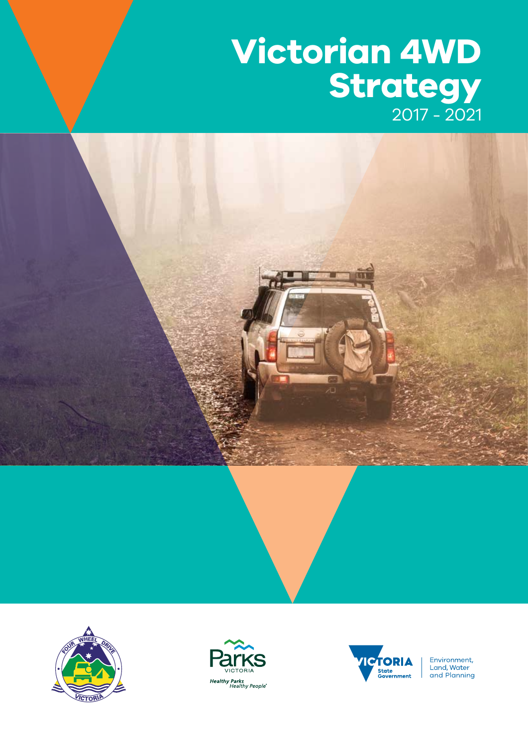# Victorian 4WD Strategy

2017 - 2021

Four Wheel Drive Victoria

Parks Victoria — Healthy Parks Healthy People

Victoria State Government — Environment, Land, Water and Planning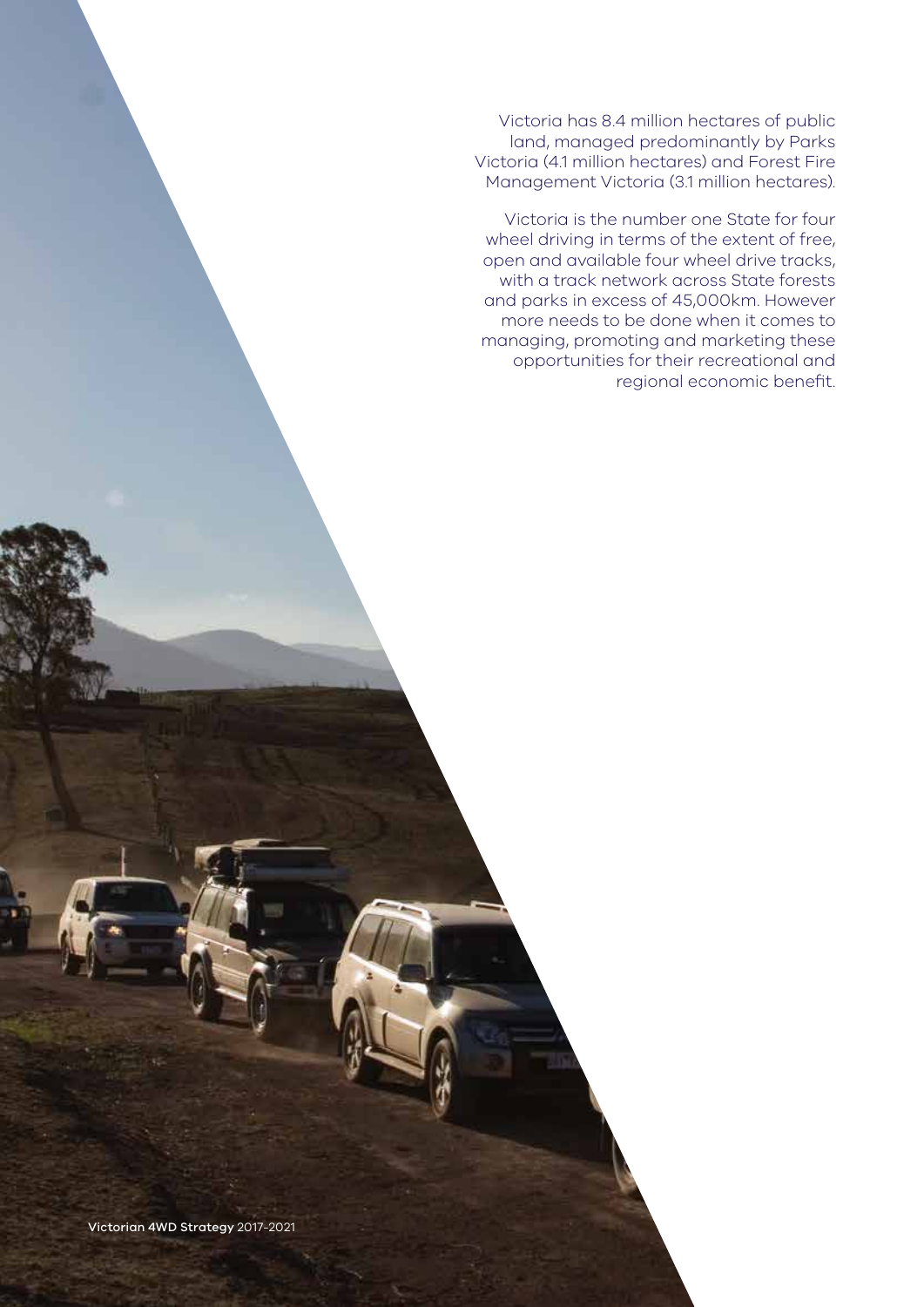Victoria has 8.4 million hectares of public land, managed predominantly by Parks Victoria (4.1 million hectares) and Forest Fire Management Victoria (3.1 million hectares).

Victoria is the number one State for four wheel driving in terms of the extent of free, open and available four wheel drive tracks, with a track network across State forests and parks in excess of 45,000km. However more needs to be done when it comes to managing, promoting and marketing these opportunities for their recreational and regional economic benefit.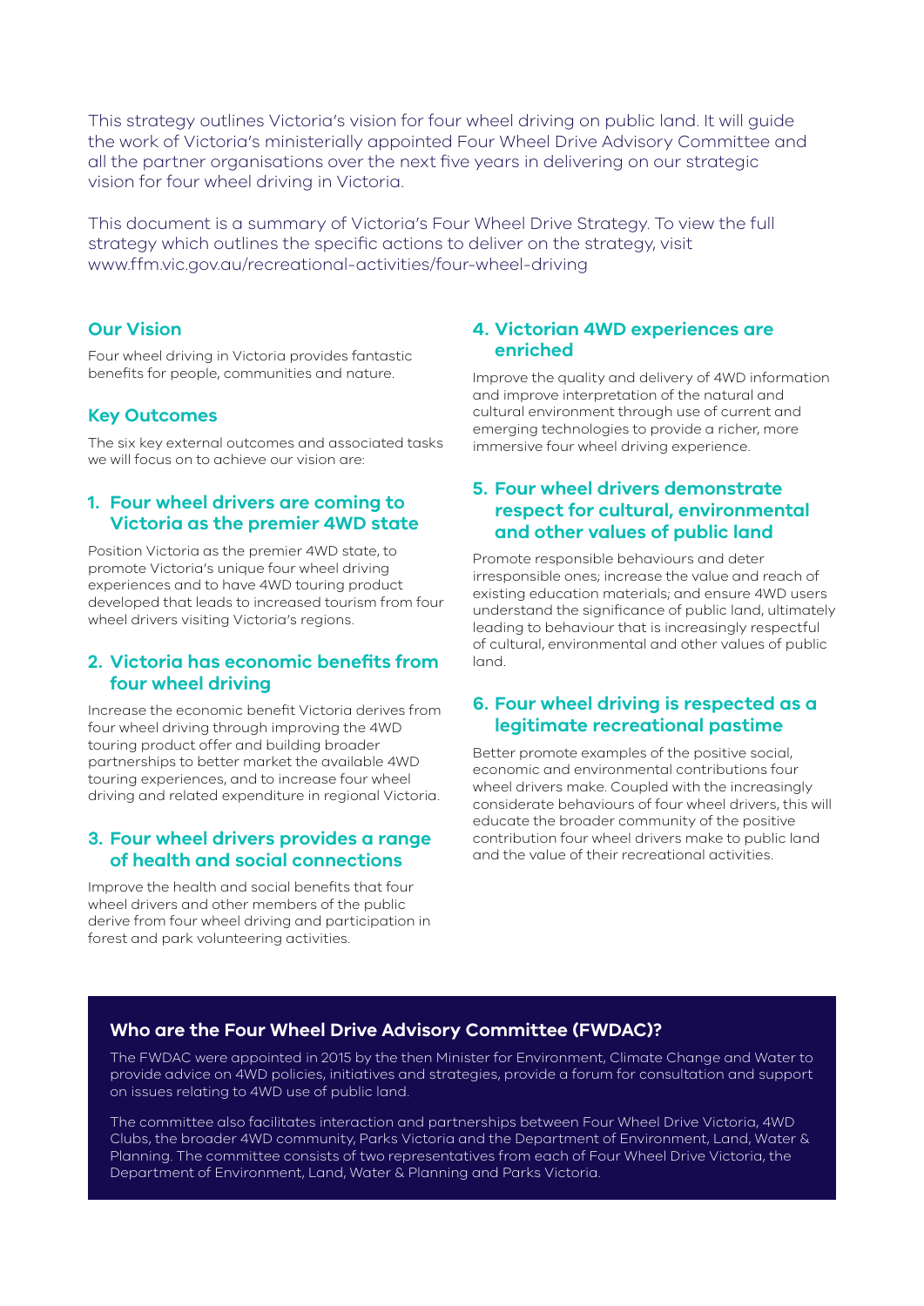This strategy outlines Victoria's vision for four wheel driving on public land. It will guide the work of Victoria's ministerially appointed Four Wheel Drive Advisory Committee and all the partner organisations over the next five years in delivering on our strategic vision for four wheel driving in Victoria.

This document is a summary of Victoria's Four Wheel Drive Strategy. To view the full strategy which outlines the specific actions to deliver on the strategy, visit www.ffm.vic.gov.au/recreational-activities/four-wheel-driving

## Our Vision

Four wheel driving in Victoria provides fantastic benefits for people, communities and nature.

## Key Outcomes

The six key external outcomes and associated tasks we will focus on to achieve our vision are:

### 1. Four wheel drivers are coming to Victoria as the premier 4WD state

Position Victoria as the premier 4WD state, to promote Victoria's unique four wheel driving experiences and to have 4WD touring product developed that leads to increased tourism from four wheel drivers visiting Victoria's regions.

### 2. Victoria has economic benefits from four wheel driving

Increase the economic benefit Victoria derives from four wheel driving through improving the 4WD touring product offer and building broader partnerships to better market the available 4WD touring experiences, and to increase four wheel driving and related expenditure in regional Victoria.

### 3. Four wheel drivers provides a range of health and social connections

Improve the health and social benefits that four wheel drivers and other members of the public derive from four wheel driving and participation in forest and park volunteering activities.

### 4. Victorian 4WD experiences are enriched

Improve the quality and delivery of 4WD information and improve interpretation of the natural and cultural environment through use of current and emerging technologies to provide a richer, more immersive four wheel driving experience.

### 5. Four wheel drivers demonstrate respect for cultural, environmental and other values of public land

Promote responsible behaviours and deter irresponsible ones; increase the value and reach of existing education materials; and ensure 4WD users understand the significance of public land, ultimately leading to behaviour that is increasingly respectful of cultural, environmental and other values of public land.

### 6. Four wheel driving is respected as a legitimate recreational pastime

Better promote examples of the positive social, economic and environmental contributions four wheel drivers make. Coupled with the increasingly considerate behaviours of four wheel drivers, this will educate the broader community of the positive contribution four wheel drivers make to public land and the value of their recreational activities.

### Who are the Four Wheel Drive Advisory Committee (FWDAC)?

The FWDAC were appointed in 2015 by the then Minister for Environment, Climate Change and Water to provide advice on 4WD policies, initiatives and strategies, provide a forum for consultation and support on issues relating to 4WD use of public land.

The committee also facilitates interaction and partnerships between Four Wheel Drive Victoria, 4WD Clubs, the broader 4WD community, Parks Victoria and the Department of Environment, Land, Water & Planning. The committee consists of two representatives from each of Four Wheel Drive Victoria, the Department of Environment, Land, Water & Planning and Parks Victoria.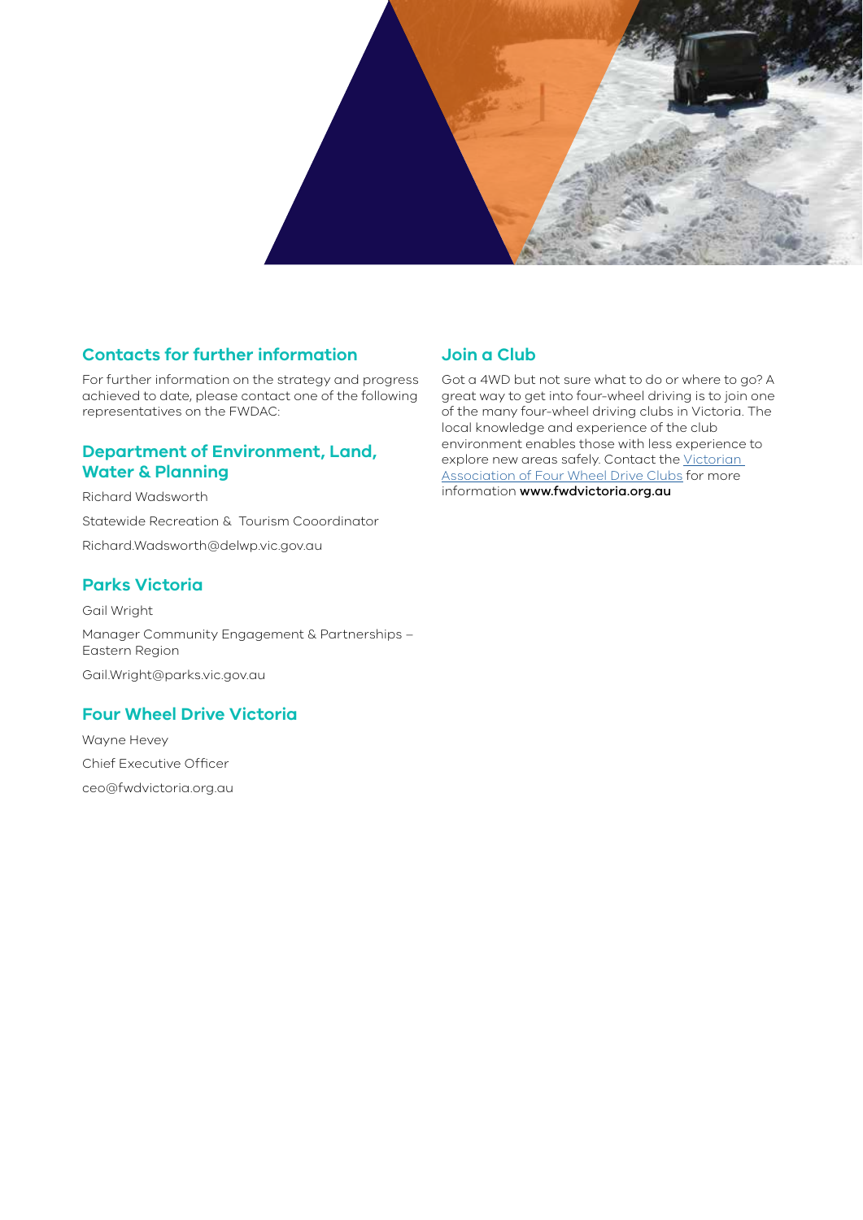## Contacts for further information

For further information on the strategy and progress achieved to date, please contact one of the following representatives on the FWDAC:

### Department of Environment, Land, Water & Planning

Richard Wadsworth

Statewide Recreation & Tourism Cooordinator

Richard.Wadsworth@delwp.vic.gov.au

### Parks Victoria

Gail Wright

Manager Community Engagement & Partnerships – Eastern Region

Gail.Wright@parks.vic.gov.au

### Four Wheel Drive Victoria

Wayne Hevey

Chief Executive Officer

ceo@fwdvictoria.org.au

## Join a Club

Got a 4WD but not sure what to do or where to go? A great way to get into four-wheel driving is to join one of the many four-wheel driving clubs in Victoria. The local knowledge and experience of the club environment enables those with less experience to explore new areas safely. Contact the Victorian Association of Four Wheel Drive Clubs for more information **www.fwdvictoria.org.au**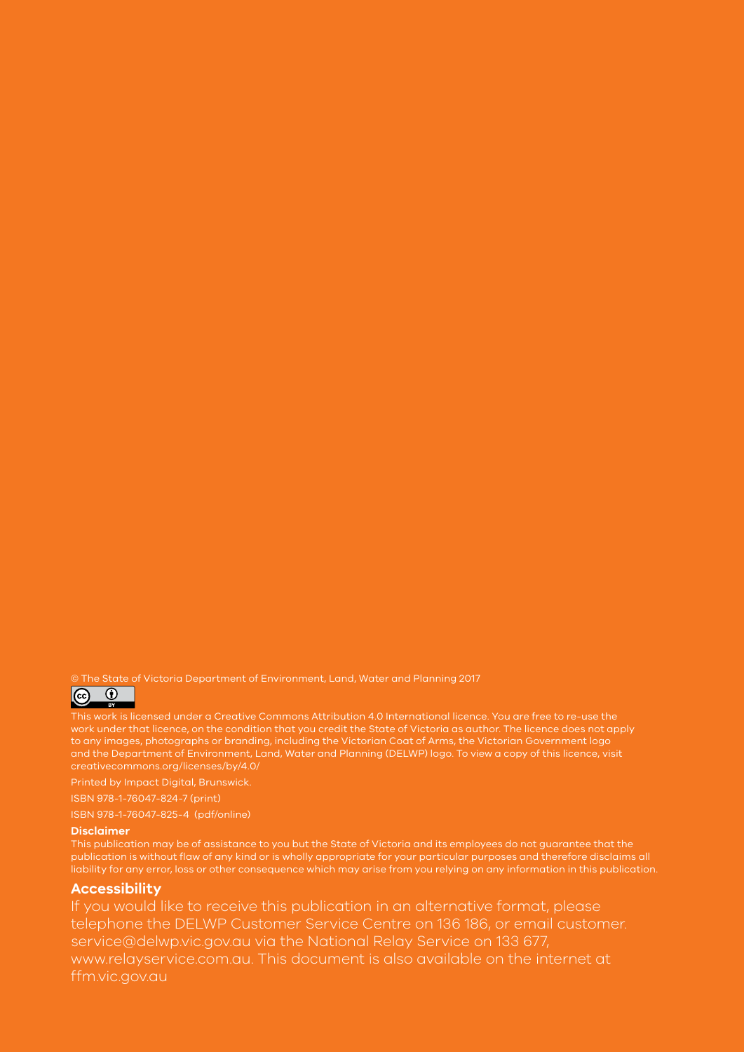© The State of Victoria Department of Environment, Land, Water and Planning 2017

This work is licensed under a Creative Commons Attribution 4.0 International licence. You are free to re-use the work under that licence, on the condition that you credit the State of Victoria as author. The licence does not apply to any images, photographs or branding, including the Victorian Coat of Arms, the Victorian Government logo and the Department of Environment, Land, Water and Planning (DELWP) logo. To view a copy of this licence, visit creativecommons.org/licenses/by/4.0/

Printed by Impact Digital, Brunswick.

ISBN 978-1-76047-824-7 (print)

ISBN 978-1-76047-825-4 (pdf/online)

**Disclaimer**

This publication may be of assistance to you but the State of Victoria and its employees do not guarantee that the publication is without flaw of any kind or is wholly appropriate for your particular purposes and therefore disclaims all liability for any error, loss or other consequence which may arise from you relying on any information in this publication.

## Accessibility

If you would like to receive this publication in an alternative format, please telephone the DELWP Customer Service Centre on 136 186, or email customer.service@delwp.vic.gov.au via the National Relay Service on 133 677, www.relayservice.com.au. This document is also available on the internet at ffm.vic.gov.au